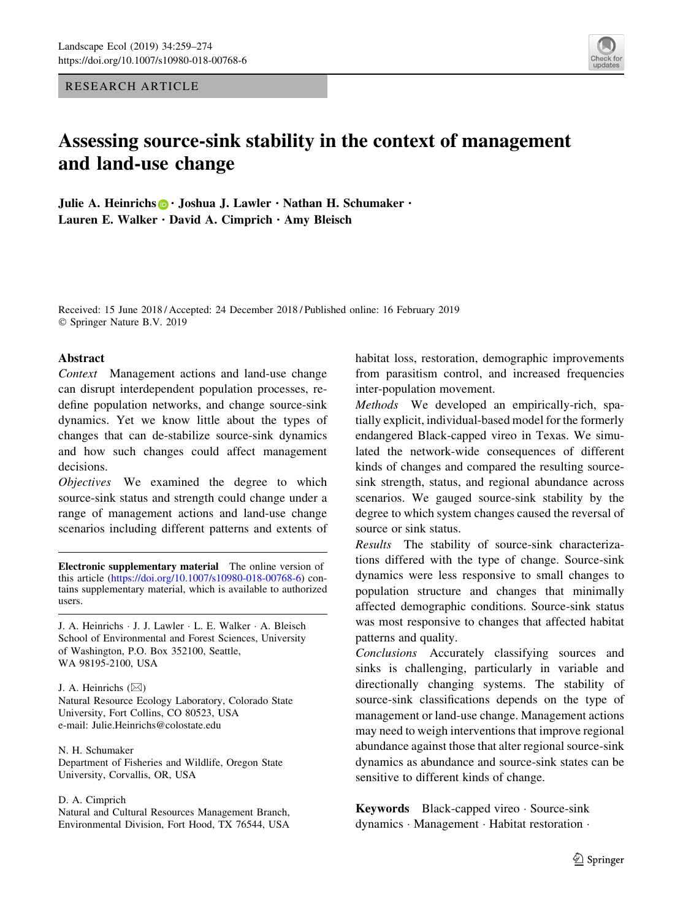RESEARCH ARTICLE

# Assessing source-sink stability in the context of management and land-use change

**Julie A. Heinrichs · Joshua J. Lawler · Nathan H. Schumaker · Lauren E. Walker · David A. Cimprich · Amy Bleisch**

Received: 15 June 2018 / Accepted: 24 December 2018 / Published online: 16 February 2019
© Springer Nature B.V. 2019

## Abstract

*Context* Management actions and land-use change can disrupt interdependent population processes, redefine population networks, and change source-sink dynamics. Yet we know little about the types of changes that can de-stabilize source-sink dynamics and how such changes could affect management decisions.

*Objectives* We examined the degree to which source-sink status and strength could change under a range of management actions and land-use change scenarios including different patterns and extents of habitat loss, restoration, demographic improvements from parasitism control, and increased frequencies inter-population movement.

*Methods* We developed an empirically-rich, spatially explicit, individual-based model for the formerly endangered Black-capped vireo in Texas. We simulated the network-wide consequences of different kinds of changes and compared the resulting source-sink strength, status, and regional abundance across scenarios. We gauged source-sink stability by the degree to which system changes caused the reversal of source or sink status.

*Results* The stability of source-sink characterizations differed with the type of change. Source-sink dynamics were less responsive to small changes to population structure and changes that minimally affected demographic conditions. Source-sink status was most responsive to changes that affected habitat patterns and quality.

*Conclusions* Accurately classifying sources and sinks is challenging, particularly in variable and directionally changing systems. The stability of source-sink classifications depends on the type of management or land-use change. Management actions may need to weigh interventions that improve regional abundance against those that alter regional source-sink dynamics as abundance and source-sink states can be sensitive to different kinds of change.

**Keywords** Black-capped vireo · Source-sink dynamics · Management · Habitat restoration ·

**Electronic supplementary material** The online version of this article (https://doi.org/10.1007/s10980-018-00768-6) contains supplementary material, which is available to authorized users.

J. A. Heinrichs · J. J. Lawler · L. E. Walker · A. Bleisch
School of Environmental and Forest Sciences, University of Washington, P.O. Box 352100, Seattle, WA 98195-2100, USA

J. A. Heinrichs (✉)
Natural Resource Ecology Laboratory, Colorado State University, Fort Collins, CO 80523, USA
e-mail: Julie.Heinrichs@colostate.edu

N. H. Schumaker
Department of Fisheries and Wildlife, Oregon State University, Corvallis, OR, USA

D. A. Cimprich
Natural and Cultural Resources Management Branch, Environmental Division, Fort Hood, TX 76544, USA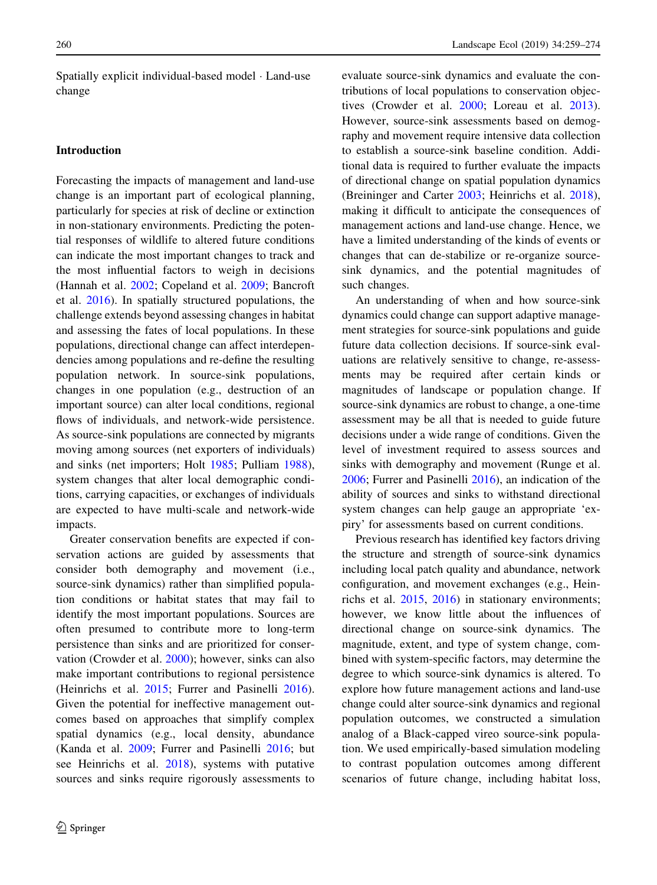Spatially explicit individual-based model · Land-use change

## Introduction

Forecasting the impacts of management and land-use change is an important part of ecological planning, particularly for species at risk of decline or extinction in non-stationary environments. Predicting the potential responses of wildlife to altered future conditions can indicate the most important changes to track and the most influential factors to weigh in decisions (Hannah et al. 2002; Copeland et al. 2009; Bancroft et al. 2016). In spatially structured populations, the challenge extends beyond assessing changes in habitat and assessing the fates of local populations. In these populations, directional change can affect interdependencies among populations and re-define the resulting population network. In source-sink populations, changes in one population (e.g., destruction of an important source) can alter local conditions, regional flows of individuals, and network-wide persistence. As source-sink populations are connected by migrants moving among sources (net exporters of individuals) and sinks (net importers; Holt 1985; Pulliam 1988), system changes that alter local demographic conditions, carrying capacities, or exchanges of individuals are expected to have multi-scale and network-wide impacts.

Greater conservation benefits are expected if conservation actions are guided by assessments that consider both demography and movement (i.e., source-sink dynamics) rather than simplified population conditions or habitat states that may fail to identify the most important populations. Sources are often presumed to contribute more to long-term persistence than sinks and are prioritized for conservation (Crowder et al. 2000); however, sinks can also make important contributions to regional persistence (Heinrichs et al. 2015; Furrer and Pasinelli 2016). Given the potential for ineffective management outcomes based on approaches that simplify complex spatial dynamics (e.g., local density, abundance (Kanda et al. 2009; Furrer and Pasinelli 2016; but see Heinrichs et al. 2018), systems with putative sources and sinks require rigorously assessments to evaluate source-sink dynamics and evaluate the contributions of local populations to conservation objectives (Crowder et al. 2000; Loreau et al. 2013). However, source-sink assessments based on demography and movement require intensive data collection to establish a source-sink baseline condition. Additional data is required to further evaluate the impacts of directional change on spatial population dynamics (Breininger and Carter 2003; Heinrichs et al. 2018), making it difficult to anticipate the consequences of management actions and land-use change. Hence, we have a limited understanding of the kinds of events or changes that can de-stabilize or re-organize source-sink dynamics, and the potential magnitudes of such changes.

An understanding of when and how source-sink dynamics could change can support adaptive management strategies for source-sink populations and guide future data collection decisions. If source-sink evaluations are relatively sensitive to change, re-assessments may be required after certain kinds or magnitudes of landscape or population change. If source-sink dynamics are robust to change, a one-time assessment may be all that is needed to guide future decisions under a wide range of conditions. Given the level of investment required to assess sources and sinks with demography and movement (Runge et al. 2006; Furrer and Pasinelli 2016), an indication of the ability of sources and sinks to withstand directional system changes can help gauge an appropriate 'expiry' for assessments based on current conditions.

Previous research has identified key factors driving the structure and strength of source-sink dynamics including local patch quality and abundance, network configuration, and movement exchanges (e.g., Heinrichs et al. 2015, 2016) in stationary environments; however, we know little about the influences of directional change on source-sink dynamics. The magnitude, extent, and type of system change, combined with system-specific factors, may determine the degree to which source-sink dynamics is altered. To explore how future management actions and land-use change could alter source-sink dynamics and regional population outcomes, we constructed a simulation analog of a Black-capped vireo source-sink population. We used empirically-based simulation modeling to contrast population outcomes among different scenarios of future change, including habitat loss,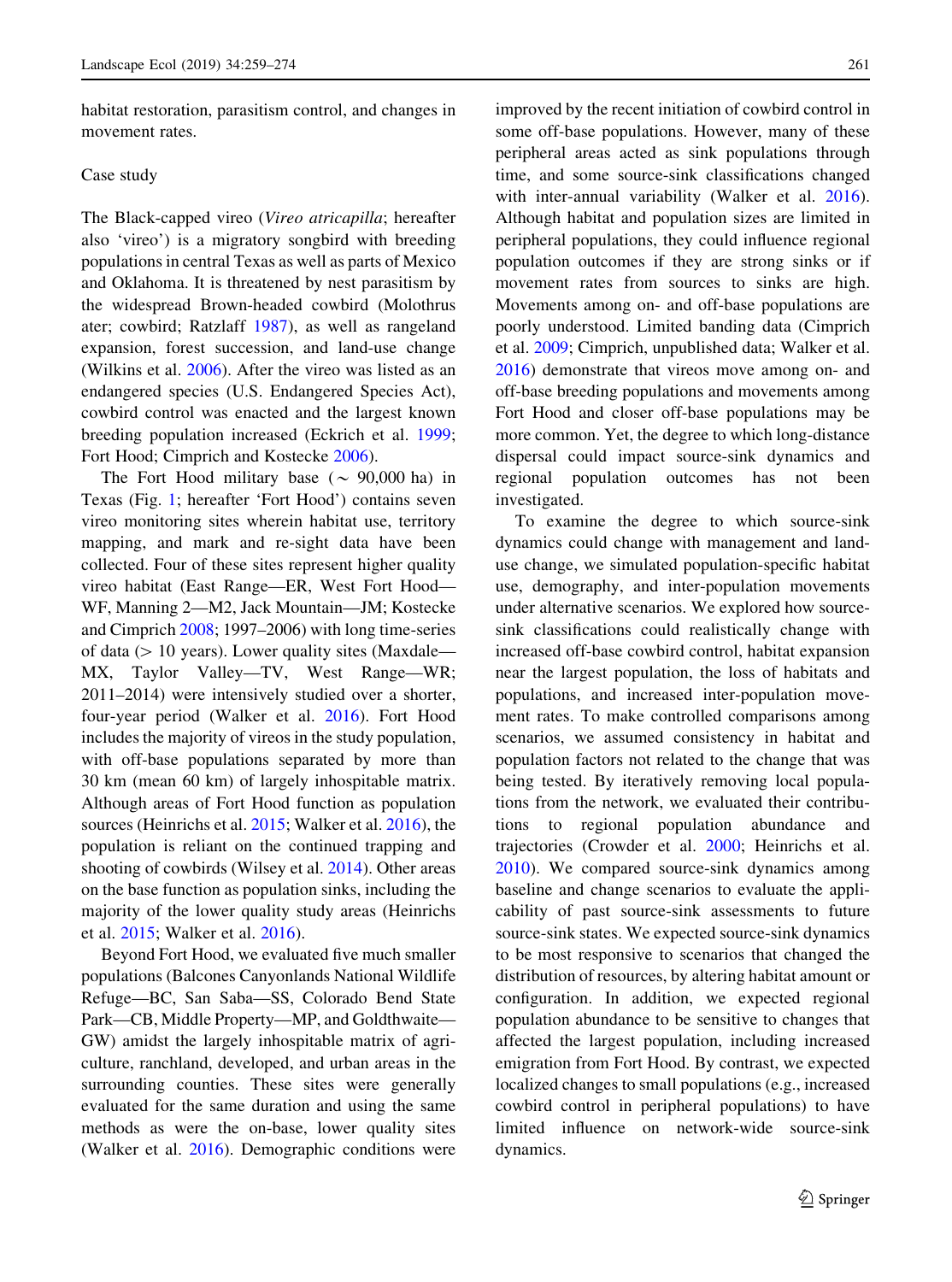habitat restoration, parasitism control, and changes in movement rates.

## Case study

The Black-capped vireo (*Vireo atricapilla*; hereafter also 'vireo') is a migratory songbird with breeding populations in central Texas as well as parts of Mexico and Oklahoma. It is threatened by nest parasitism by the widespread Brown-headed cowbird (Molothrus ater; cowbird; Ratzlaff 1987), as well as rangeland expansion, forest succession, and land-use change (Wilkins et al. 2006). After the vireo was listed as an endangered species (U.S. Endangered Species Act), cowbird control was enacted and the largest known breeding population increased (Eckrich et al. 1999; Fort Hood; Cimprich and Kostecke 2006).

The Fort Hood military base ($\sim$ 90,000 ha) in Texas (Fig. 1; hereafter 'Fort Hood') contains seven vireo monitoring sites wherein habitat use, territory mapping, and mark and re-sight data have been collected. Four of these sites represent higher quality vireo habitat (East Range—ER, West Fort Hood—WF, Manning 2—M2, Jack Mountain—JM; Kostecke and Cimprich 2008; 1997–2006) with long time-series of data (> 10 years). Lower quality sites (Maxdale—MX, Taylor Valley—TV, West Range—WR; 2011–2014) were intensively studied over a shorter, four-year period (Walker et al. 2016). Fort Hood includes the majority of vireos in the study population, with off-base populations separated by more than 30 km (mean 60 km) of largely inhospitable matrix. Although areas of Fort Hood function as population sources (Heinrichs et al. 2015; Walker et al. 2016), the population is reliant on the continued trapping and shooting of cowbirds (Wilsey et al. 2014). Other areas on the base function as population sinks, including the majority of the lower quality study areas (Heinrichs et al. 2015; Walker et al. 2016).

Beyond Fort Hood, we evaluated five much smaller populations (Balcones Canyonlands National Wildlife Refuge—BC, San Saba—SS, Colorado Bend State Park—CB, Middle Property—MP, and Goldthwaite—GW) amidst the largely inhospitable matrix of agriculture, ranchland, developed, and urban areas in the surrounding counties. These sites were generally evaluated for the same duration and using the same methods as were the on-base, lower quality sites (Walker et al. 2016). Demographic conditions were improved by the recent initiation of cowbird control in some off-base populations. However, many of these peripheral areas acted as sink populations through time, and some source-sink classifications changed with inter-annual variability (Walker et al. 2016). Although habitat and population sizes are limited in peripheral populations, they could influence regional population outcomes if they are strong sinks or if movement rates from sources to sinks are high. Movements among on- and off-base populations are poorly understood. Limited banding data (Cimprich et al. 2009; Cimprich, unpublished data; Walker et al. 2016) demonstrate that vireos move among on- and off-base breeding populations and movements among Fort Hood and closer off-base populations may be more common. Yet, the degree to which long-distance dispersal could impact source-sink dynamics and regional population outcomes has not been investigated.

To examine the degree to which source-sink dynamics could change with management and land-use change, we simulated population-specific habitat use, demography, and inter-population movements under alternative scenarios. We explored how source-sink classifications could realistically change with increased off-base cowbird control, habitat expansion near the largest population, the loss of habitats and populations, and increased inter-population movement rates. To make controlled comparisons among scenarios, we assumed consistency in habitat and population factors not related to the change that was being tested. By iteratively removing local populations from the network, we evaluated their contributions to regional population abundance and trajectories (Crowder et al. 2000; Heinrichs et al. 2010). We compared source-sink dynamics among baseline and change scenarios to evaluate the applicability of past source-sink assessments to future source-sink states. We expected source-sink dynamics to be most responsive to scenarios that changed the distribution of resources, by altering habitat amount or configuration. In addition, we expected regional population abundance to be sensitive to changes that affected the largest population, including increased emigration from Fort Hood. By contrast, we expected localized changes to small populations (e.g., increased cowbird control in peripheral populations) to have limited influence on network-wide source-sink dynamics.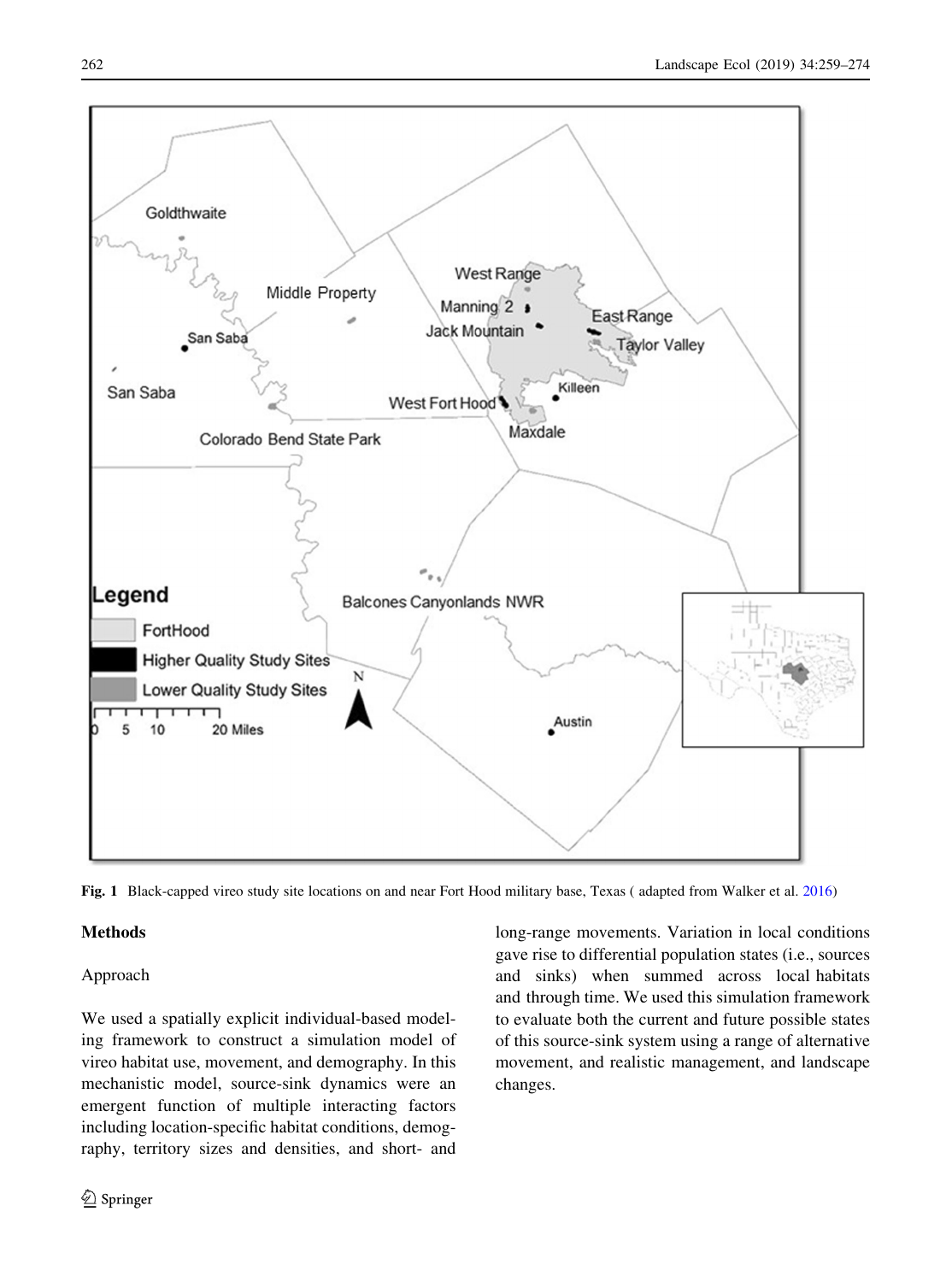**Fig. 1** Black-capped vireo study site locations on and near Fort Hood military base, Texas ( adapted from Walker et al. 2016)

## Methods

### Approach

We used a spatially explicit individual-based modeling framework to construct a simulation model of vireo habitat use, movement, and demography. In this mechanistic model, source-sink dynamics were an emergent function of multiple interacting factors including location-specific habitat conditions, demography, territory sizes and densities, and short- and long-range movements. Variation in local conditions gave rise to differential population states (i.e., sources and sinks) when summed across local habitats and through time. We used this simulation framework to evaluate both the current and future possible states of this source-sink system using a range of alternative movement, and realistic management, and landscape changes.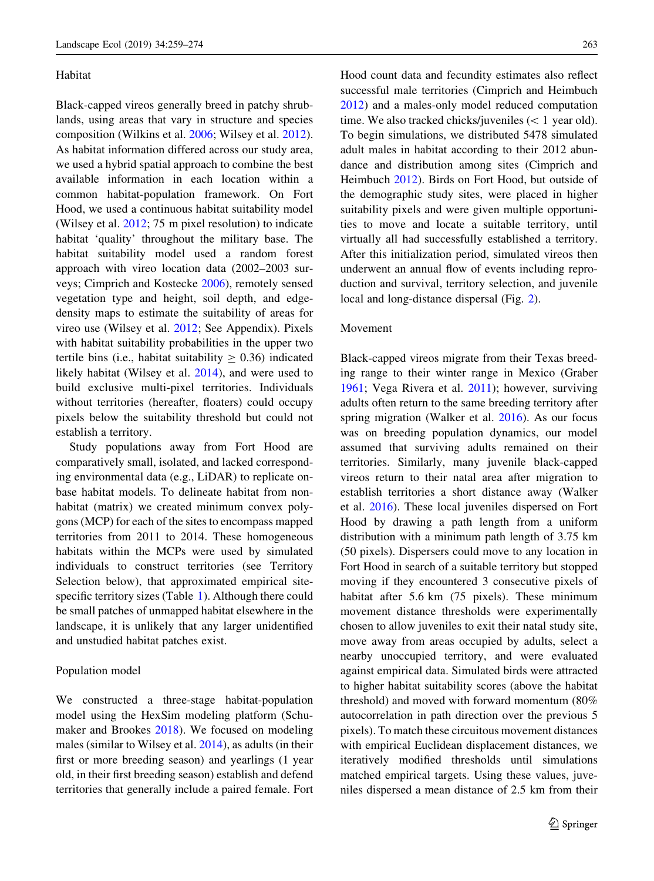### Habitat

Black-capped vireos generally breed in patchy shrublands, using areas that vary in structure and species composition (Wilkins et al. 2006; Wilsey et al. 2012). As habitat information differed across our study area, we used a hybrid spatial approach to combine the best available information in each location within a common habitat-population framework. On Fort Hood, we used a continuous habitat suitability model (Wilsey et al. 2012; 75 m pixel resolution) to indicate habitat 'quality' throughout the military base. The habitat suitability model used a random forest approach with vireo location data (2002–2003 surveys; Cimprich and Kostecke 2006), remotely sensed vegetation type and height, soil depth, and edge-density maps to estimate the suitability of areas for vireo use (Wilsey et al. 2012; See Appendix). Pixels with habitat suitability probabilities in the upper two tertile bins (i.e., habitat suitability $\geq 0.36$) indicated likely habitat (Wilsey et al. 2014), and were used to build exclusive multi-pixel territories. Individuals without territories (hereafter, floaters) could occupy pixels below the suitability threshold but could not establish a territory.

Study populations away from Fort Hood are comparatively small, isolated, and lacked corresponding environmental data (e.g., LiDAR) to replicate on-base habitat models. To delineate habitat from non-habitat (matrix) we created minimum convex polygons (MCP) for each of the sites to encompass mapped territories from 2011 to 2014. These homogeneous habitats within the MCPs were used by simulated individuals to construct territories (see Territory Selection below), that approximated empirical site-specific territory sizes (Table 1). Although there could be small patches of unmapped habitat elsewhere in the landscape, it is unlikely that any larger unidentified and unstudied habitat patches exist.

### Population model

We constructed a three-stage habitat-population model using the HexSim modeling platform (Schumaker and Brookes 2018). We focused on modeling males (similar to Wilsey et al. 2014), as adults (in their first or more breeding season) and yearlings (1 year old, in their first breeding season) establish and defend territories that generally include a paired female. Fort Hood count data and fecundity estimates also reflect successful male territories (Cimprich and Heimbuch 2012) and a males-only model reduced computation time. We also tracked chicks/juveniles (< 1 year old). To begin simulations, we distributed 5478 simulated adult males in habitat according to their 2012 abundance and distribution among sites (Cimprich and Heimbuch 2012). Birds on Fort Hood, but outside of the demographic study sites, were placed in higher suitability pixels and were given multiple opportunities to move and locate a suitable territory, until virtually all had successfully established a territory. After this initialization period, simulated vireos then underwent an annual flow of events including reproduction and survival, territory selection, and juvenile local and long-distance dispersal (Fig. 2).

### Movement

Black-capped vireos migrate from their Texas breeding range to their winter range in Mexico (Graber 1961; Vega Rivera et al. 2011); however, surviving adults often return to the same breeding territory after spring migration (Walker et al. 2016). As our focus was on breeding population dynamics, our model assumed that surviving adults remained on their territories. Similarly, many juvenile black-capped vireos return to their natal area after migration to establish territories a short distance away (Walker et al. 2016). These local juveniles dispersed on Fort Hood by drawing a path length from a uniform distribution with a minimum path length of 3.75 km (50 pixels). Dispersers could move to any location in Fort Hood in search of a suitable territory but stopped moving if they encountered 3 consecutive pixels of habitat after 5.6 km (75 pixels). These minimum movement distance thresholds were experimentally chosen to allow juveniles to exit their natal study site, move away from areas occupied by adults, select a nearby unoccupied territory, and were evaluated against empirical data. Simulated birds were attracted to higher habitat suitability scores (above the habitat threshold) and moved with forward momentum (80% autocorrelation in path direction over the previous 5 pixels). To match these circuitous movement distances with empirical Euclidean displacement distances, we iteratively modified thresholds until simulations matched empirical targets. Using these values, juveniles dispersed a mean distance of 2.5 km from their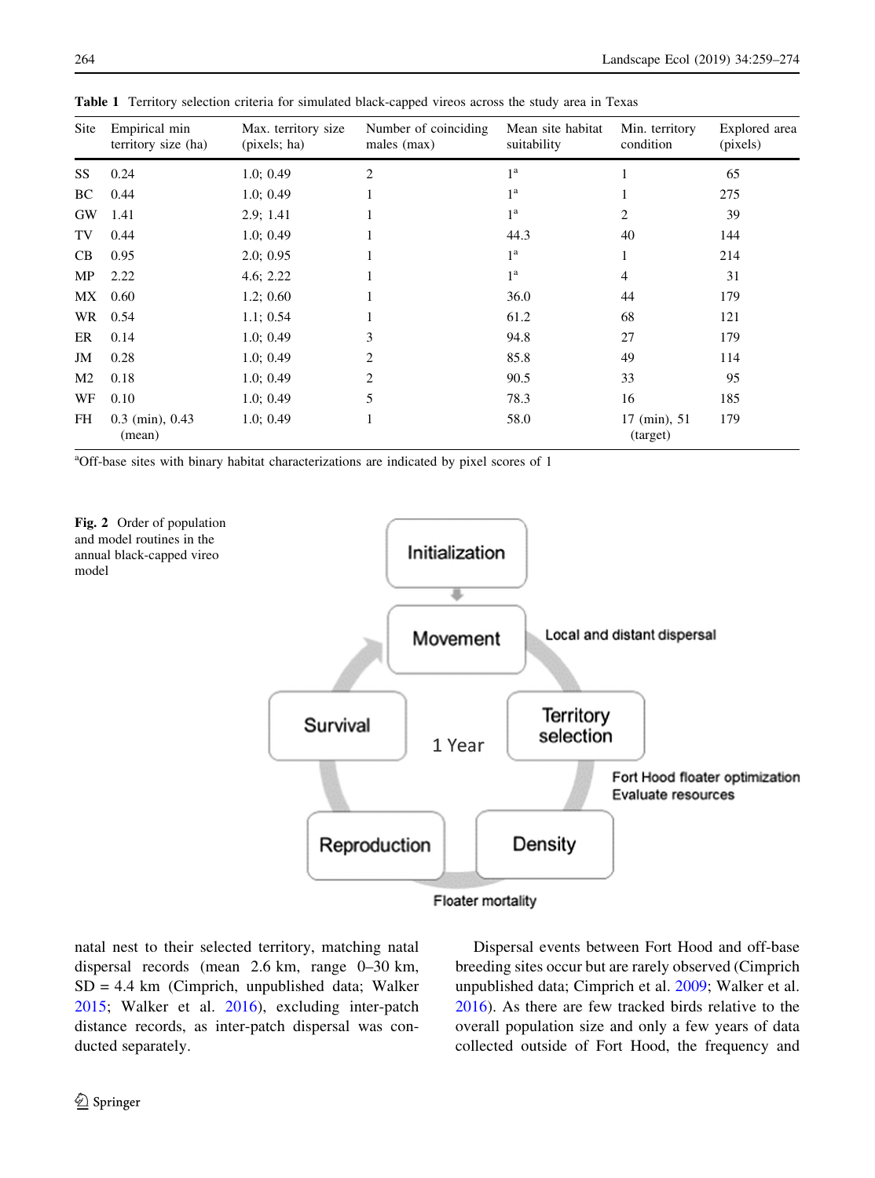**Table 1** Territory selection criteria for simulated black-capped vireos across the study area in Texas

| Site | Empirical min territory size (ha) | Max. territory size (pixels; ha) | Number of coinciding males (max) | Mean site habitat suitability | Min. territory condition | Explored area (pixels) |
|---|---|---|---|---|---|---|
| SS | 0.24 | 1.0; 0.49 | 2 | 1[a] | 1 | 65 |
| BC | 0.44 | 1.0; 0.49 | 1 | 1[a] | 1 | 275 |
| GW | 1.41 | 2.9; 1.41 | 1 | 1[a] | 2 | 39 |
| TV | 0.44 | 1.0; 0.49 | 1 | 44.3 | 40 | 144 |
| CB | 0.95 | 2.0; 0.95 | 1 | 1[a] | 1 | 214 |
| MP | 2.22 | 4.6; 2.22 | 1 | 1[a] | 4 | 31 |
| MX | 0.60 | 1.2; 0.60 | 1 | 36.0 | 44 | 179 |
| WR | 0.54 | 1.1; 0.54 | 1 | 61.2 | 68 | 121 |
| ER | 0.14 | 1.0; 0.49 | 3 | 94.8 | 27 | 179 |
| JM | 0.28 | 1.0; 0.49 | 2 | 85.8 | 49 | 114 |
| M2 | 0.18 | 1.0; 0.49 | 2 | 90.5 | 33 | 95 |
| WF | 0.10 | 1.0; 0.49 | 5 | 78.3 | 16 | 185 |
| FH | 0.3 (min), 0.43 (mean) | 1.0; 0.49 | 1 | 58.0 | 17 (min), 51 (target) | 179 |

[a]Off-base sites with binary habitat characterizations are indicated by pixel scores of 1

**Fig. 2** Order of population and model routines in the annual black-capped vireo model

natal nest to their selected territory, matching natal dispersal records (mean 2.6 km, range 0–30 km, SD = 4.4 km (Cimprich, unpublished data; Walker 2015; Walker et al. 2016), excluding inter-patch distance records, as inter-patch dispersal was conducted separately.

Dispersal events between Fort Hood and off-base breeding sites occur but are rarely observed (Cimprich unpublished data; Cimprich et al. 2009; Walker et al. 2016). As there are few tracked birds relative to the overall population size and only a few years of data collected outside of Fort Hood, the frequency and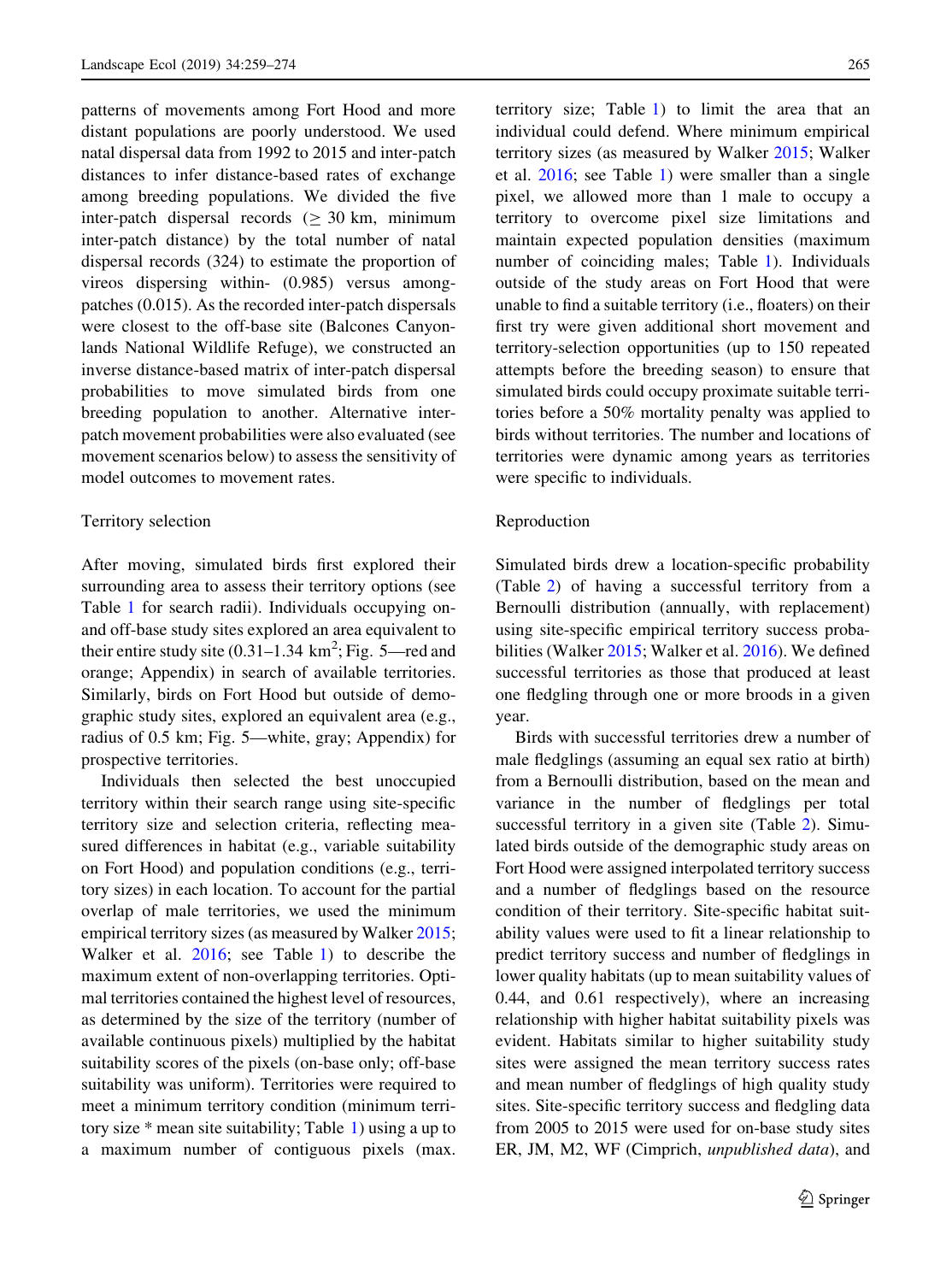patterns of movements among Fort Hood and more distant populations are poorly understood. We used natal dispersal data from 1992 to 2015 and inter-patch distances to infer distance-based rates of exchange among breeding populations. We divided the five inter-patch dispersal records ($\geq$ 30 km, minimum inter-patch distance) by the total number of natal dispersal records (324) to estimate the proportion of vireos dispersing within- (0.985) versus among-patches (0.015). As the recorded inter-patch dispersals were closest to the off-base site (Balcones Canyonlands National Wildlife Refuge), we constructed an inverse distance-based matrix of inter-patch dispersal probabilities to move simulated birds from one breeding population to another. Alternative inter-patch movement probabilities were also evaluated (see movement scenarios below) to assess the sensitivity of model outcomes to movement rates.

### Territory selection

After moving, simulated birds first explored their surrounding area to assess their territory options (see Table 1 for search radii). Individuals occupying on- and off-base study sites explored an area equivalent to their entire study site (0.31–1.34 $km^2$; Fig. 5—red and orange; Appendix) in search of available territories. Similarly, birds on Fort Hood but outside of demographic study sites, explored an equivalent area (e.g., radius of 0.5 km; Fig. 5—white, gray; Appendix) for prospective territories.

Individuals then selected the best unoccupied territory within their search range using site-specific territory size and selection criteria, reflecting measured differences in habitat (e.g., variable suitability on Fort Hood) and population conditions (e.g., territory sizes) in each location. To account for the partial overlap of male territories, we used the minimum empirical territory sizes (as measured by Walker 2015; Walker et al. 2016; see Table 1) to describe the maximum extent of non-overlapping territories. Optimal territories contained the highest level of resources, as determined by the size of the territory (number of available continuous pixels) multiplied by the habitat suitability scores of the pixels (on-base only; off-base suitability was uniform). Territories were required to meet a minimum territory condition (minimum territory size * mean site suitability; Table 1) using a up to a maximum number of contiguous pixels (max. territory size; Table 1) to limit the area that an individual could defend. Where minimum empirical territory sizes (as measured by Walker 2015; Walker et al. 2016; see Table 1) were smaller than a single pixel, we allowed more than 1 male to occupy a territory to overcome pixel size limitations and maintain expected population densities (maximum number of coinciding males; Table 1). Individuals outside of the study areas on Fort Hood that were unable to find a suitable territory (i.e., floaters) on their first try were given additional short movement and territory-selection opportunities (up to 150 repeated attempts before the breeding season) to ensure that simulated birds could occupy proximate suitable territories before a 50% mortality penalty was applied to birds without territories. The number and locations of territories were dynamic among years as territories were specific to individuals.

### Reproduction

Simulated birds drew a location-specific probability (Table 2) of having a successful territory from a Bernoulli distribution (annually, with replacement) using site-specific empirical territory success probabilities (Walker 2015; Walker et al. 2016). We defined successful territories as those that produced at least one fledgling through one or more broods in a given year.

Birds with successful territories drew a number of male fledglings (assuming an equal sex ratio at birth) from a Bernoulli distribution, based on the mean and variance in the number of fledglings per total successful territory in a given site (Table 2). Simulated birds outside of the demographic study areas on Fort Hood were assigned interpolated territory success and a number of fledglings based on the resource condition of their territory. Site-specific habitat suitability values were used to fit a linear relationship to predict territory success and number of fledglings in lower quality habitats (up to mean suitability values of 0.44, and 0.61 respectively), where an increasing relationship with higher habitat suitability pixels was evident. Habitats similar to higher suitability study sites were assigned the mean territory success rates and mean number of fledglings of high quality study sites. Site-specific territory success and fledgling data from 2005 to 2015 were used for on-base study sites ER, JM, M2, WF (Cimprich, *unpublished data*), and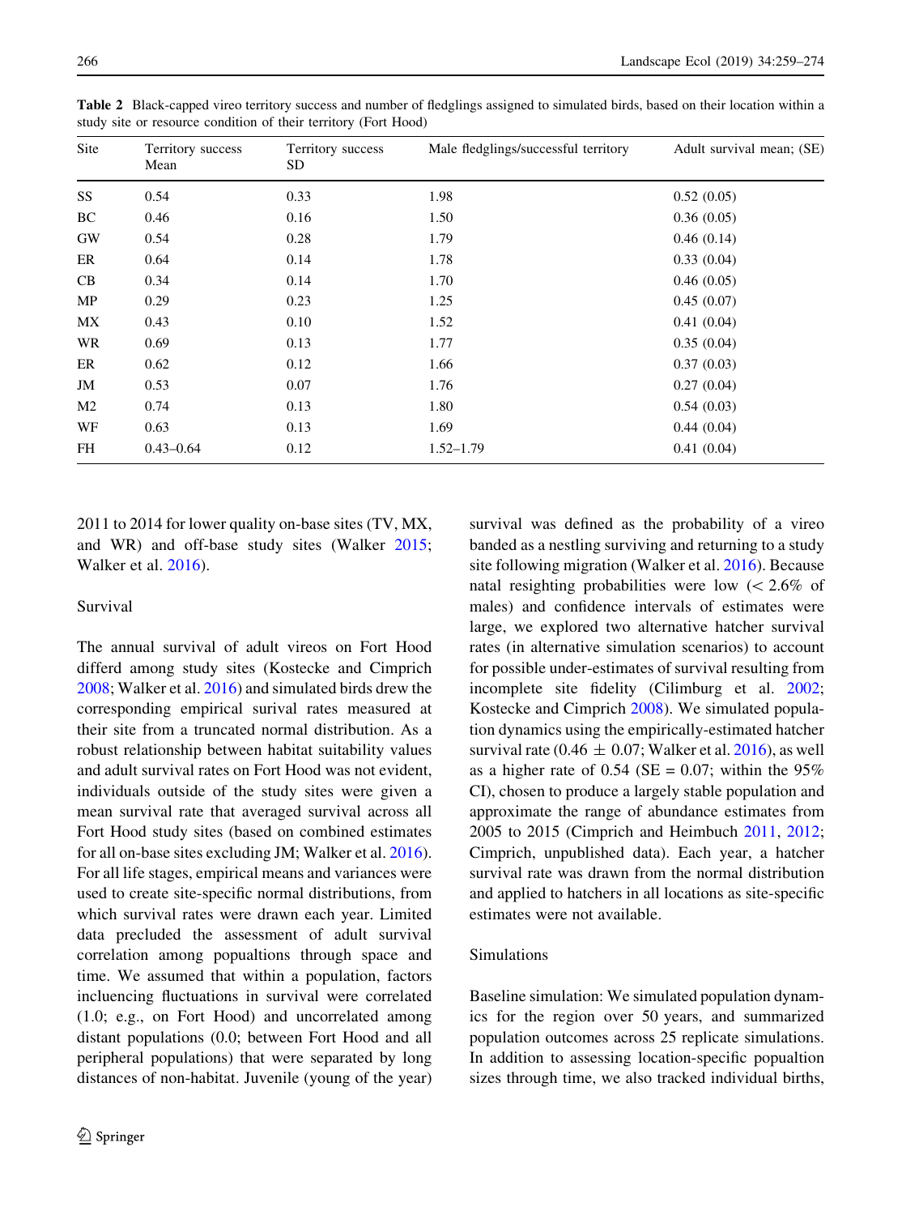Table 2 Black-capped vireo territory success and number of fledglings assigned to simulated birds, based on their location within a study site or resource condition of their territory (Fort Hood)

| Site | Territory success Mean | Territory success SD | Male fledglings/successful territory | Adult survival mean; (SE) |
|---|---|---|---|---|
| SS | 0.54 | 0.33 | 1.98 | 0.52 (0.05) |
| BC | 0.46 | 0.16 | 1.50 | 0.36 (0.05) |
| GW | 0.54 | 0.28 | 1.79 | 0.46 (0.14) |
| ER | 0.64 | 0.14 | 1.78 | 0.33 (0.04) |
| CB | 0.34 | 0.14 | 1.70 | 0.46 (0.05) |
| MP | 0.29 | 0.23 | 1.25 | 0.45 (0.07) |
| MX | 0.43 | 0.10 | 1.52 | 0.41 (0.04) |
| WR | 0.69 | 0.13 | 1.77 | 0.35 (0.04) |
| ER | 0.62 | 0.12 | 1.66 | 0.37 (0.03) |
| JM | 0.53 | 0.07 | 1.76 | 0.27 (0.04) |
| M2 | 0.74 | 0.13 | 1.80 | 0.54 (0.03) |
| WF | 0.63 | 0.13 | 1.69 | 0.44 (0.04) |
| FH | 0.43–0.64 | 0.12 | 1.52–1.79 | 0.41 (0.04) |

2011 to 2014 for lower quality on-base sites (TV, MX, and WR) and off-base study sites (Walker 2015; Walker et al. 2016).

Survival

The annual survival of adult vireos on Fort Hood differd among study sites (Kostecke and Cimprich 2008; Walker et al. 2016) and simulated birds drew the corresponding empirical surival rates measured at their site from a truncated normal distribution. As a robust relationship between habitat suitability values and adult survival rates on Fort Hood was not evident, individuals outside of the study sites were given a mean survival rate that averaged survival across all Fort Hood study sites (based on combined estimates for all on-base sites excluding JM; Walker et al. 2016). For all life stages, empirical means and variances were used to create site-specific normal distributions, from which survival rates were drawn each year. Limited data precluded the assessment of adult survival correlation among popualtions through space and time. We assumed that within a population, factors incluencing fluctuations in survival were correlated (1.0; e.g., on Fort Hood) and uncorrelated among distant populations (0.0; between Fort Hood and all peripheral populations) that were separated by long distances of non-habitat. Juvenile (young of the year) survival was defined as the probability of a vireo banded as a nestling surviving and returning to a study site following migration (Walker et al. 2016). Because natal resighting probabilities were low (< 2.6% of males) and confidence intervals of estimates were large, we explored two alternative hatcher survival rates (in alternative simulation scenarios) to account for possible under-estimates of survival resulting from incomplete site fidelity (Cilimburg et al. 2002; Kostecke and Cimprich 2008). We simulated population dynamics using the empirically-estimated hatcher survival rate ($0.46 \pm 0.07$; Walker et al. 2016), as well as a higher rate of 0.54 (SE = 0.07; within the 95% CI), chosen to produce a largely stable population and approximate the range of abundance estimates from 2005 to 2015 (Cimprich and Heimbuch 2011, 2012; Cimprich, unpublished data). Each year, a hatcher survival rate was drawn from the normal distribution and applied to hatchers in all locations as site-specific estimates were not available.

Simulations

Baseline simulation: We simulated population dynamics for the region over 50 years, and summarized population outcomes across 25 replicate simulations. In addition to assessing location-specific popualtion sizes through time, we also tracked individual births,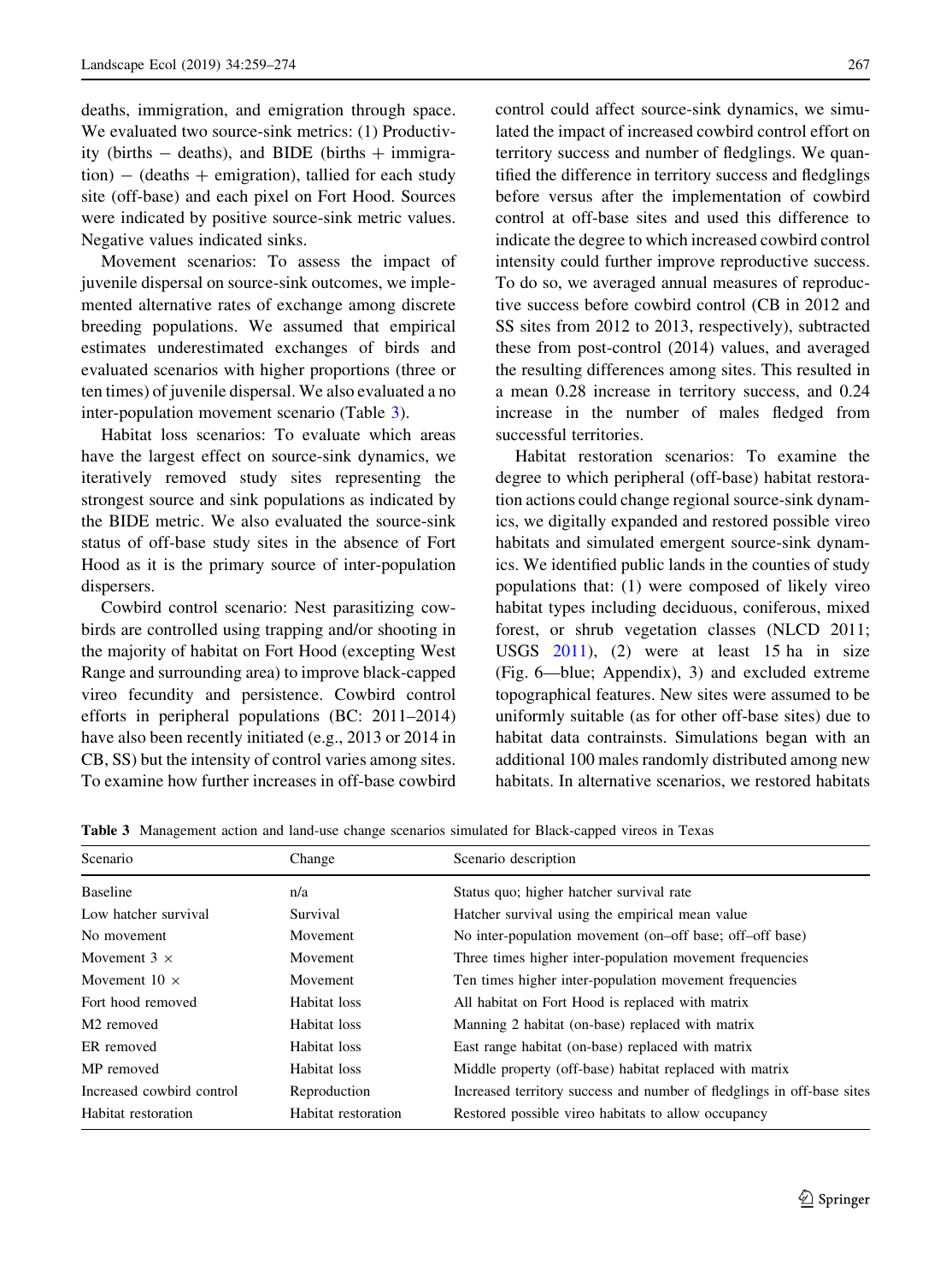deaths, immigration, and emigration through space. We evaluated two source-sink metrics: (1) Productivity (births − deaths), and BIDE (births + immigration) − (deaths + emigration), tallied for each study site (off-base) and each pixel on Fort Hood. Sources were indicated by positive source-sink metric values. Negative values indicated sinks.

Movement scenarios: To assess the impact of juvenile dispersal on source-sink outcomes, we implemented alternative rates of exchange among discrete breeding populations. We assumed that empirical estimates underestimated exchanges of birds and evaluated scenarios with higher proportions (three or ten times) of juvenile dispersal. We also evaluated a no inter-population movement scenario (Table 3).

Habitat loss scenarios: To evaluate which areas have the largest effect on source-sink dynamics, we iteratively removed study sites representing the strongest source and sink populations as indicated by the BIDE metric. We also evaluated the source-sink status of off-base study sites in the absence of Fort Hood as it is the primary source of inter-population dispersers.

Cowbird control scenario: Nest parasitizing cowbirds are controlled using trapping and/or shooting in the majority of habitat on Fort Hood (excepting West Range and surrounding area) to improve black-capped vireo fecundity and persistence. Cowbird control efforts in peripheral populations (BC: 2011–2014) have also been recently initiated (e.g., 2013 or 2014 in CB, SS) but the intensity of control varies among sites. To examine how further increases in off-base cowbird control could affect source-sink dynamics, we simulated the impact of increased cowbird control effort on territory success and number of fledglings. We quantified the difference in territory success and fledglings before versus after the implementation of cowbird control at off-base sites and used this difference to indicate the degree to which increased cowbird control intensity could further improve reproductive success. To do so, we averaged annual measures of reproductive success before cowbird control (CB in 2012 and SS sites from 2012 to 2013, respectively), subtracted these from post-control (2014) values, and averaged the resulting differences among sites. This resulted in a mean 0.28 increase in territory success, and 0.24 increase in the number of males fledged from successful territories.

Habitat restoration scenarios: To examine the degree to which peripheral (off-base) habitat restoration actions could change regional source-sink dynamics, we digitally expanded and restored possible vireo habitats and simulated emergent source-sink dynamics. We identified public lands in the counties of study populations that: (1) were composed of likely vireo habitat types including deciduous, coniferous, mixed forest, or shrub vegetation classes (NLCD 2011; USGS 2011), (2) were at least 15 ha in size (Fig. 6—blue; Appendix), 3) and excluded extreme topographical features. New sites were assumed to be uniformly suitable (as for other off-base sites) due to habitat data contrainsts. Simulations began with an additional 100 males randomly distributed among new habitats. In alternative scenarios, we restored habitats

**Table 3** Management action and land-use change scenarios simulated for Black-capped vireos in Texas

| Scenario | Change | Scenario description |
|---|---|---|
| Baseline | n/a | Status quo; higher hatcher survival rate |
| Low hatcher survival | Survival | Hatcher survival using the empirical mean value |
| No movement | Movement | No inter-population movement (on–off base; off–off base) |
| Movement 3 × | Movement | Three times higher inter-population movement frequencies |
| Movement 10 × | Movement | Ten times higher inter-population movement frequencies |
| Fort hood removed | Habitat loss | All habitat on Fort Hood is replaced with matrix |
| M2 removed | Habitat loss | Manning 2 habitat (on-base) replaced with matrix |
| ER removed | Habitat loss | East range habitat (on-base) replaced with matrix |
| MP removed | Habitat loss | Middle property (off-base) habitat replaced with matrix |
| Increased cowbird control | Reproduction | Increased territory success and number of fledglings in off-base sites |
| Habitat restoration | Habitat restoration | Restored possible vireo habitats to allow occupancy |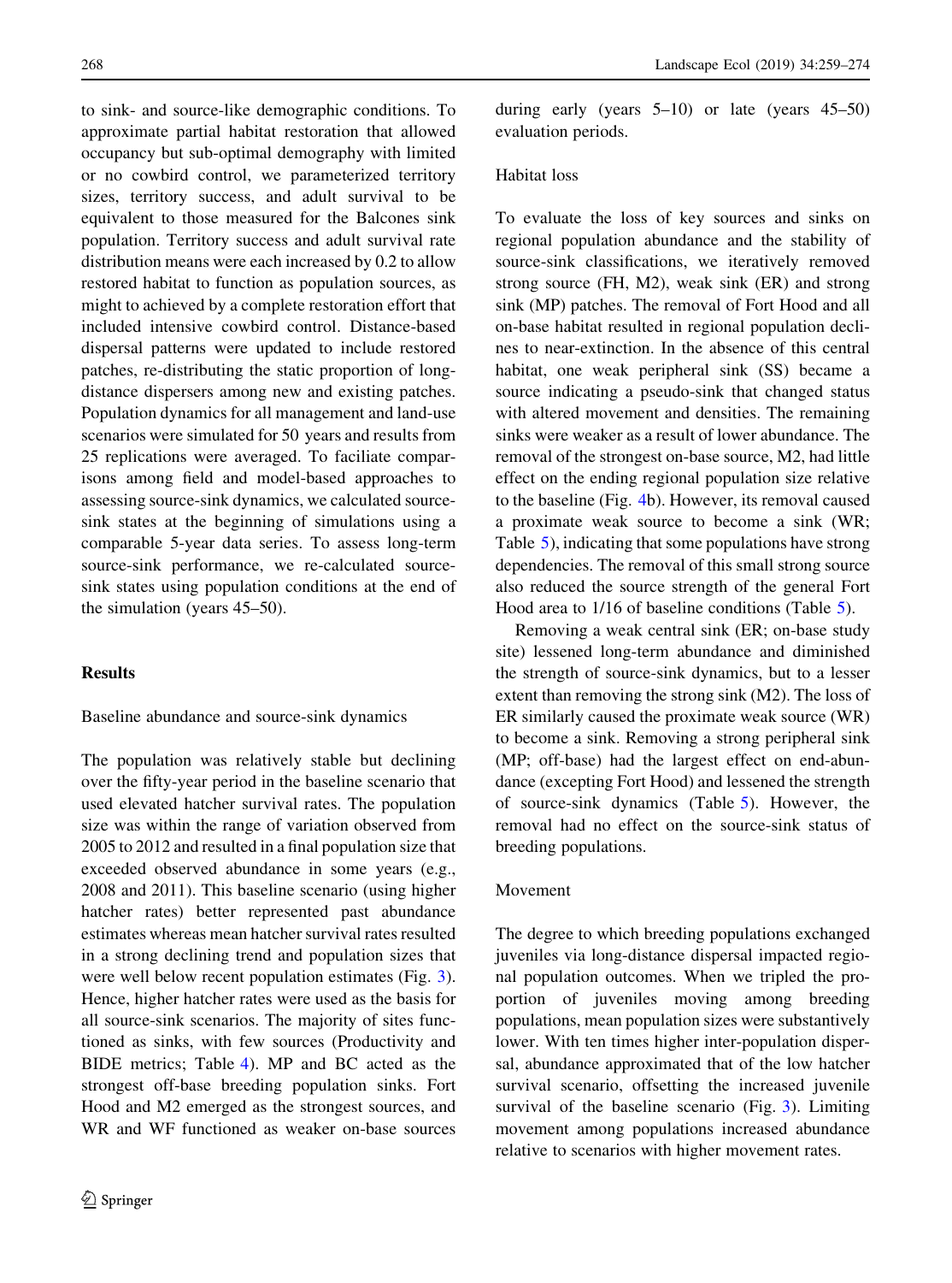to sink- and source-like demographic conditions. To approximate partial habitat restoration that allowed occupancy but sub-optimal demography with limited or no cowbird control, we parameterized territory sizes, territory success, and adult survival to be equivalent to those measured for the Balcones sink population. Territory success and adult survival rate distribution means were each increased by 0.2 to allow restored habitat to function as population sources, as might to achieved by a complete restoration effort that included intensive cowbird control. Distance-based dispersal patterns were updated to include restored patches, re-distributing the static proportion of long-distance dispersers among new and existing patches. Population dynamics for all management and land-use scenarios were simulated for 50 years and results from 25 replications were averaged. To faciliate comparisons among field and model-based approaches to assessing source-sink dynamics, we calculated source-sink states at the beginning of simulations using a comparable 5-year data series. To assess long-term source-sink performance, we re-calculated source-sink states using population conditions at the end of the simulation (years 45–50).

## Results

### Baseline abundance and source-sink dynamics

The population was relatively stable but declining over the fifty-year period in the baseline scenario that used elevated hatcher survival rates. The population size was within the range of variation observed from 2005 to 2012 and resulted in a final population size that exceeded observed abundance in some years (e.g., 2008 and 2011). This baseline scenario (using higher hatcher rates) better represented past abundance estimates whereas mean hatcher survival rates resulted in a strong declining trend and population sizes that were well below recent population estimates (Fig. 3). Hence, higher hatcher rates were used as the basis for all source-sink scenarios. The majority of sites functioned as sinks, with few sources (Productivity and BIDE metrics; Table 4). MP and BC acted as the strongest off-base breeding population sinks. Fort Hood and M2 emerged as the strongest sources, and WR and WF functioned as weaker on-base sources during early (years 5–10) or late (years 45–50) evaluation periods.

### Habitat loss

To evaluate the loss of key sources and sinks on regional population abundance and the stability of source-sink classifications, we iteratively removed strong source (FH, M2), weak sink (ER) and strong sink (MP) patches. The removal of Fort Hood and all on-base habitat resulted in regional population declines to near-extinction. In the absence of this central habitat, one weak peripheral sink (SS) became a source indicating a pseudo-sink that changed status with altered movement and densities. The remaining sinks were weaker as a result of lower abundance. The removal of the strongest on-base source, M2, had little effect on the ending regional population size relative to the baseline (Fig. 4b). However, its removal caused a proximate weak source to become a sink (WR; Table 5), indicating that some populations have strong dependencies. The removal of this small strong source also reduced the source strength of the general Fort Hood area to 1/16 of baseline conditions (Table 5).

Removing a weak central sink (ER; on-base study site) lessened long-term abundance and diminished the strength of source-sink dynamics, but to a lesser extent than removing the strong sink (M2). The loss of ER similarly caused the proximate weak source (WR) to become a sink. Removing a strong peripheral sink (MP; off-base) had the largest effect on end-abundance (excepting Fort Hood) and lessened the strength of source-sink dynamics (Table 5). However, the removal had no effect on the source-sink status of breeding populations.

### Movement

The degree to which breeding populations exchanged juveniles via long-distance dispersal impacted regional population outcomes. When we tripled the proportion of juveniles moving among breeding populations, mean population sizes were substantively lower. With ten times higher inter-population dispersal, abundance approximated that of the low hatcher survival scenario, offsetting the increased juvenile survival of the baseline scenario (Fig. 3). Limiting movement among populations increased abundance relative to scenarios with higher movement rates.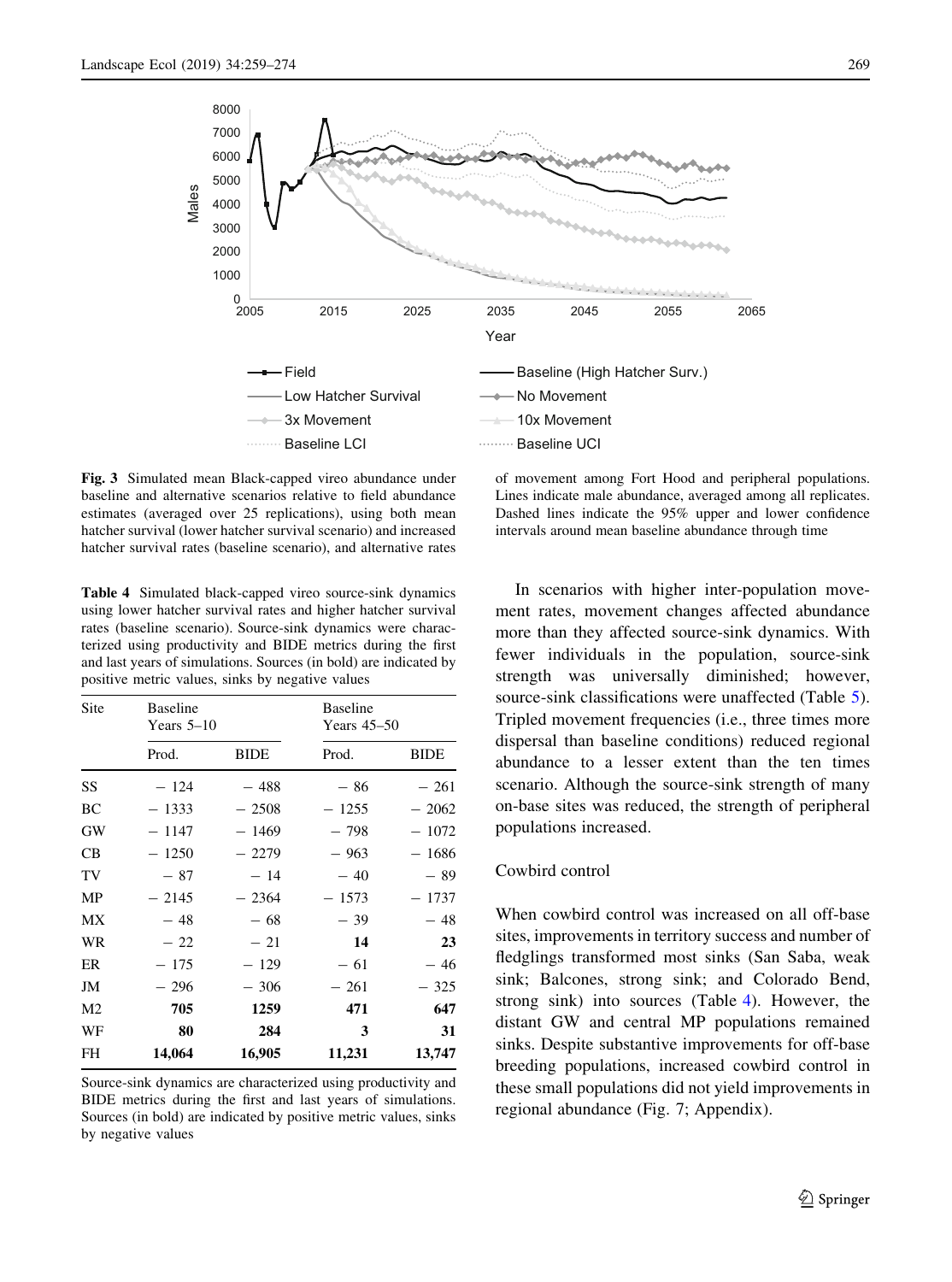Fig. 3 Simulated mean Black-capped vireo abundance under baseline and alternative scenarios relative to field abundance estimates (averaged over 25 replications), using both mean hatcher survival (lower hatcher survival scenario) and increased hatcher survival rates (baseline scenario), and alternative rates of movement among Fort Hood and peripheral populations. Lines indicate male abundance, averaged among all replicates. Dashed lines indicate the 95% upper and lower confidence intervals around mean baseline abundance through time

Table 4 Simulated black-capped vireo source-sink dynamics using lower hatcher survival rates and higher hatcher survival rates (baseline scenario). Source-sink dynamics were characterized using productivity and BIDE metrics during the first and last years of simulations. Sources (in bold) are indicated by positive metric values, sinks by negative values

| Site | Baseline Years 5–10 | | Baseline Years 45–50 | |
|---|---|---|---|---|
| | Prod. | BIDE | Prod. | BIDE |
| SS | − 124 | − 488 | − 86 | − 261 |
| BC | − 1333 | − 2508 | − 1255 | − 2062 |
| GW | − 1147 | − 1469 | − 798 | − 1072 |
| CB | − 1250 | − 2279 | − 963 | − 1686 |
| TV | − 87 | − 14 | − 40 | − 89 |
| MP | − 2145 | − 2364 | − 1573 | − 1737 |
| MX | − 48 | − 68 | − 39 | − 48 |
| WR | − 22 | − 21 | **14** | **23** |
| ER | − 175 | − 129 | − 61 | − 46 |
| JM | − 296 | − 306 | − 261 | − 325 |
| M2 | **705** | **1259** | **471** | **647** |
| WF | **80** | **284** | **3** | **31** |
| FH | **14,064** | **16,905** | **11,231** | **13,747** |

Source-sink dynamics are characterized using productivity and BIDE metrics during the first and last years of simulations. Sources (in bold) are indicated by positive metric values, sinks by negative values

In scenarios with higher inter-population movement rates, movement changes affected abundance more than they affected source-sink dynamics. With fewer individuals in the population, source-sink strength was universally diminished; however, source-sink classifications were unaffected (Table 5). Tripled movement frequencies (i.e., three times more dispersal than baseline conditions) reduced regional abundance to a lesser extent than the ten times scenario. Although the source-sink strength of many on-base sites was reduced, the strength of peripheral populations increased.

### Cowbird control

When cowbird control was increased on all off-base sites, improvements in territory success and number of fledglings transformed most sinks (San Saba, weak sink; Balcones, strong sink; and Colorado Bend, strong sink) into sources (Table 4). However, the distant GW and central MP populations remained sinks. Despite substantive improvements for off-base breeding populations, increased cowbird control in these small populations did not yield improvements in regional abundance (Fig. 7; Appendix).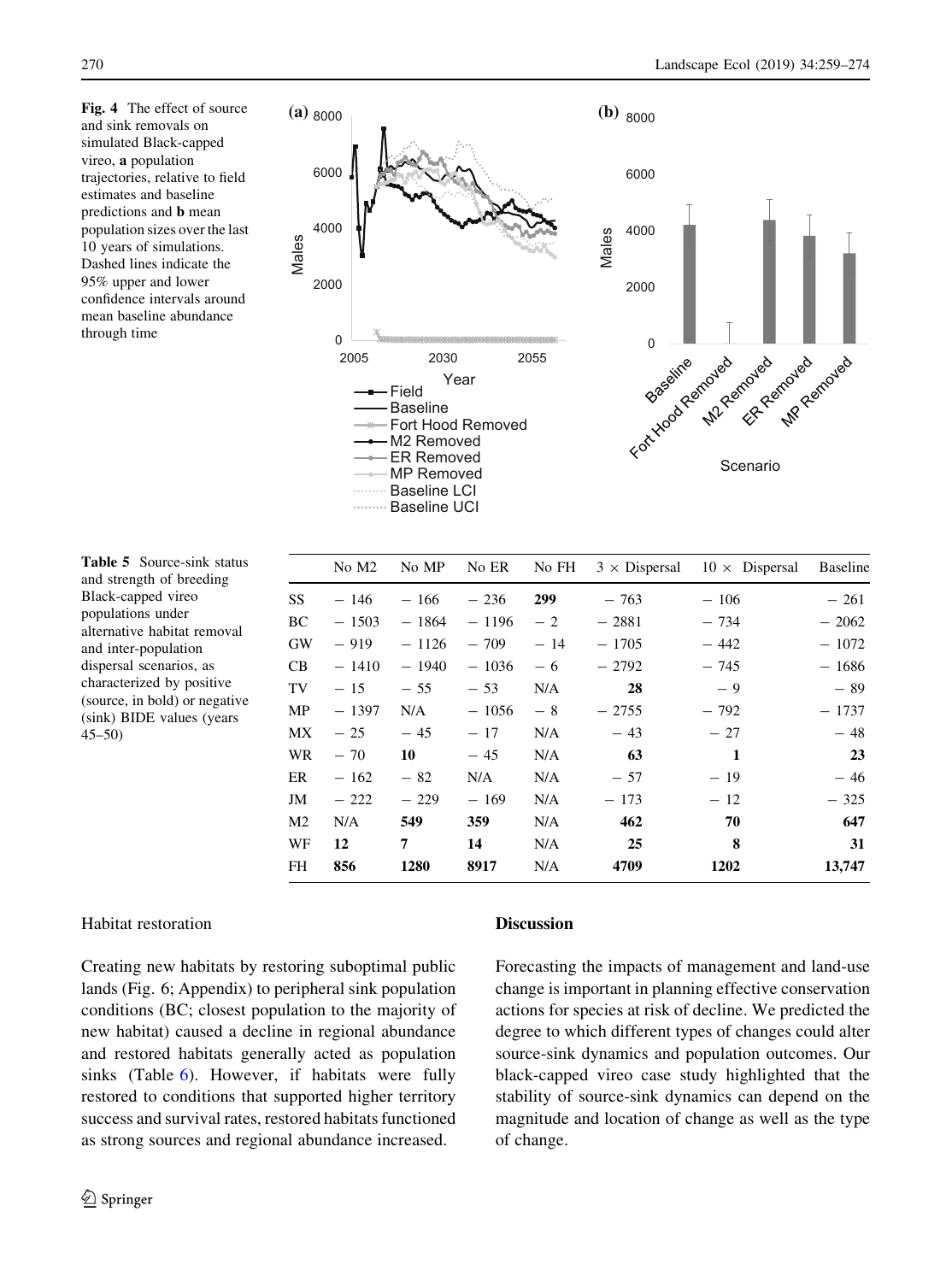**Fig. 4** The effect of source and sink removals on simulated Black-capped vireo, **a** population trajectories, relative to field estimates and baseline predictions and **b** mean population sizes over the last 10 years of simulations. Dashed lines indicate the 95% upper and lower confidence intervals around mean baseline abundance through time

**Table 5** Source-sink status and strength of breeding Black-capped vireo populations under alternative habitat removal and inter-population dispersal scenarios, as characterized by positive (source, in bold) or negative (sink) BIDE values (years 45–50)

| | No M2 | No MP | No ER | No FH | 3 × Dispersal | 10 × Dispersal | Baseline |
|---|---|---|---|---|---|---|---|
| SS | − 146 | − 166 | − 236 | **299** | − 763 | − 106 | − 261 |
| BC | − 1503 | − 1864 | − 1196 | − 2 | − 2881 | − 734 | − 2062 |
| GW | − 919 | − 1126 | − 709 | − 14 | − 1705 | − 442 | − 1072 |
| CB | − 1410 | − 1940 | − 1036 | − 6 | − 2792 | − 745 | − 1686 |
| TV | − 15 | − 55 | − 53 | N/A | **28** | − 9 | − 89 |
| MP | − 1397 | N/A | − 1056 | − 8 | − 2755 | − 792 | − 1737 |
| MX | − 25 | − 45 | − 17 | N/A | − 43 | − 27 | − 48 |
| WR | − 70 | **10** | − 45 | N/A | **63** | **1** | **23** |
| ER | − 162 | − 82 | N/A | N/A | − 57 | − 19 | − 46 |
| JM | − 222 | − 229 | − 169 | N/A | − 173 | − 12 | − 325 |
| M2 | N/A | **549** | **359** | N/A | **462** | **70** | **647** |
| WF | **12** | **7** | **14** | N/A | **25** | **8** | **31** |
| FH | **856** | **1280** | **8917** | N/A | **4709** | **1202** | **13,747** |

### Habitat restoration

Creating new habitats by restoring suboptimal public lands (Fig. 6; Appendix) to peripheral sink population conditions (BC; closest population to the majority of new habitat) caused a decline in regional abundance and restored habitats generally acted as population sinks (Table 6). However, if habitats were fully restored to conditions that supported higher territory success and survival rates, restored habitats functioned as strong sources and regional abundance increased.

## Discussion

Forecasting the impacts of management and land-use change is important in planning effective conservation actions for species at risk of decline. We predicted the degree to which different types of changes could alter source-sink dynamics and population outcomes. Our black-capped vireo case study highlighted that the stability of source-sink dynamics can depend on the magnitude and location of change as well as the type of change.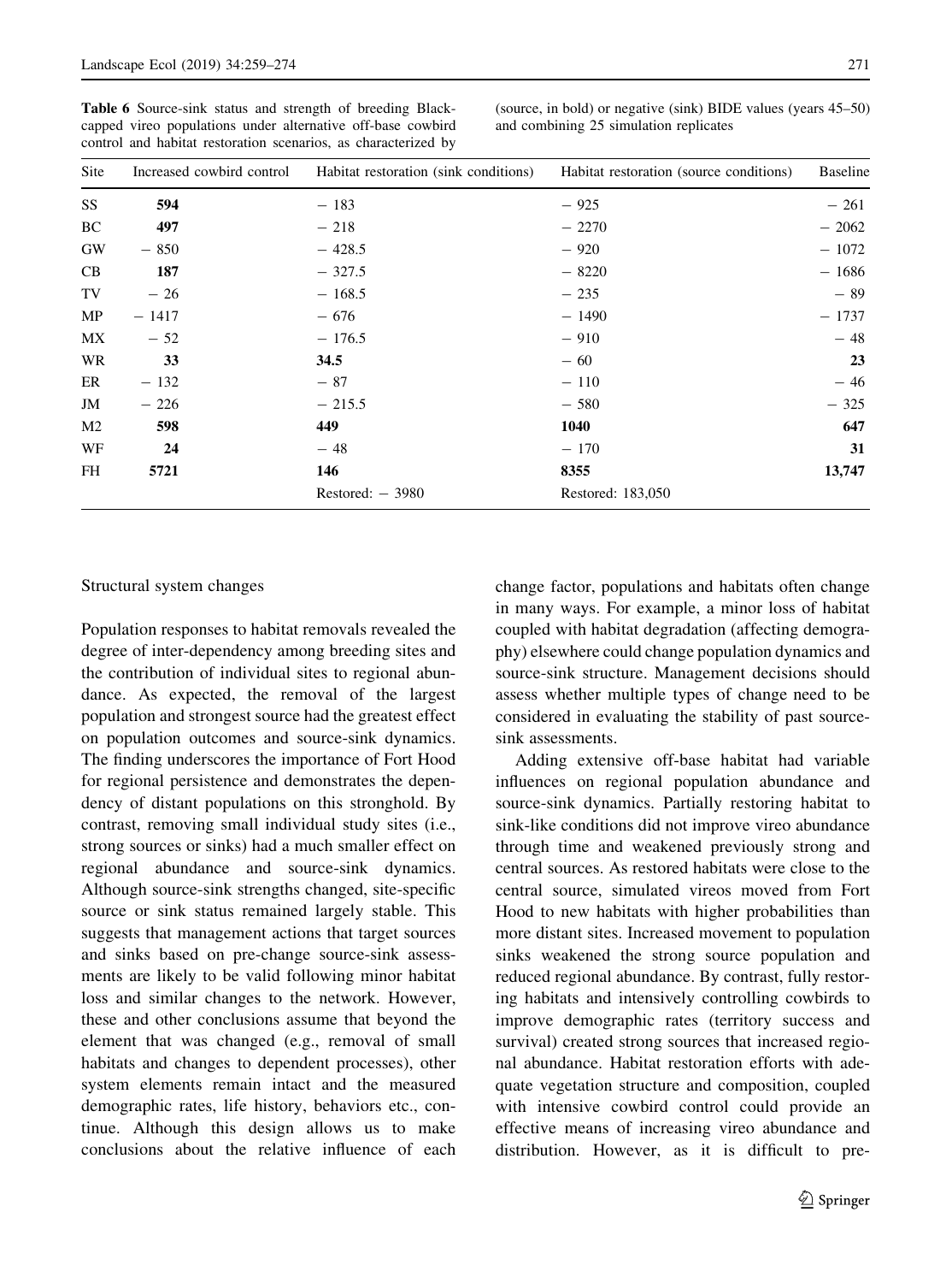**Table 6** Source-sink status and strength of breeding Black-capped vireo populations under alternative off-base cowbird control and habitat restoration scenarios, as characterized by (source, in bold) or negative (sink) BIDE values (years 45–50) and combining 25 simulation replicates

| Site | Increased cowbird control | Habitat restoration (sink conditions) | Habitat restoration (source conditions) | Baseline |
|---|---|---|---|---|
| SS | **594** | − 183 | − 925 | − 261 |
| BC | **497** | − 218 | − 2270 | − 2062 |
| GW | − 850 | − 428.5 | − 920 | − 1072 |
| CB | **187** | − 327.5 | − 8220 | − 1686 |
| TV | − 26 | − 168.5 | − 235 | − 89 |
| MP | − 1417 | − 676 | − 1490 | − 1737 |
| MX | − 52 | − 176.5 | − 910 | − 48 |
| WR | **33** | **34.5** | − 60 | **23** |
| ER | − 132 | − 87 | − 110 | − 46 |
| JM | − 226 | − 215.5 | − 580 | − 325 |
| M2 | **598** | **449** | **1040** | **647** |
| WF | **24** | − 48 | − 170 | **31** |
| FH | **5721** | **146** | **8355** | **13,747** |
| | | Restored: − 3980 | Restored: 183,050 | |

Structural system changes

Population responses to habitat removals revealed the degree of inter-dependency among breeding sites and the contribution of individual sites to regional abundance. As expected, the removal of the largest population and strongest source had the greatest effect on population outcomes and source-sink dynamics. The finding underscores the importance of Fort Hood for regional persistence and demonstrates the dependency of distant populations on this stronghold. By contrast, removing small individual study sites (i.e., strong sources or sinks) had a much smaller effect on regional abundance and source-sink dynamics. Although source-sink strengths changed, site-specific source or sink status remained largely stable. This suggests that management actions that target sources and sinks based on pre-change source-sink assessments are likely to be valid following minor habitat loss and similar changes to the network. However, these and other conclusions assume that beyond the element that was changed (e.g., removal of small habitats and changes to dependent processes), other system elements remain intact and the measured demographic rates, life history, behaviors etc., continue. Although this design allows us to make conclusions about the relative influence of each change factor, populations and habitats often change in many ways. For example, a minor loss of habitat coupled with habitat degradation (affecting demography) elsewhere could change population dynamics and source-sink structure. Management decisions should assess whether multiple types of change need to be considered in evaluating the stability of past source-sink assessments.

Adding extensive off-base habitat had variable influences on regional population abundance and source-sink dynamics. Partially restoring habitat to sink-like conditions did not improve vireo abundance through time and weakened previously strong and central sources. As restored habitats were close to the central source, simulated vireos moved from Fort Hood to new habitats with higher probabilities than more distant sites. Increased movement to population sinks weakened the strong source population and reduced regional abundance. By contrast, fully restoring habitats and intensively controlling cowbirds to improve demographic rates (territory success and survival) created strong sources that increased regional abundance. Habitat restoration efforts with adequate vegetation structure and composition, coupled with intensive cowbird control could provide an effective means of increasing vireo abundance and distribution. However, as it is difficult to pre-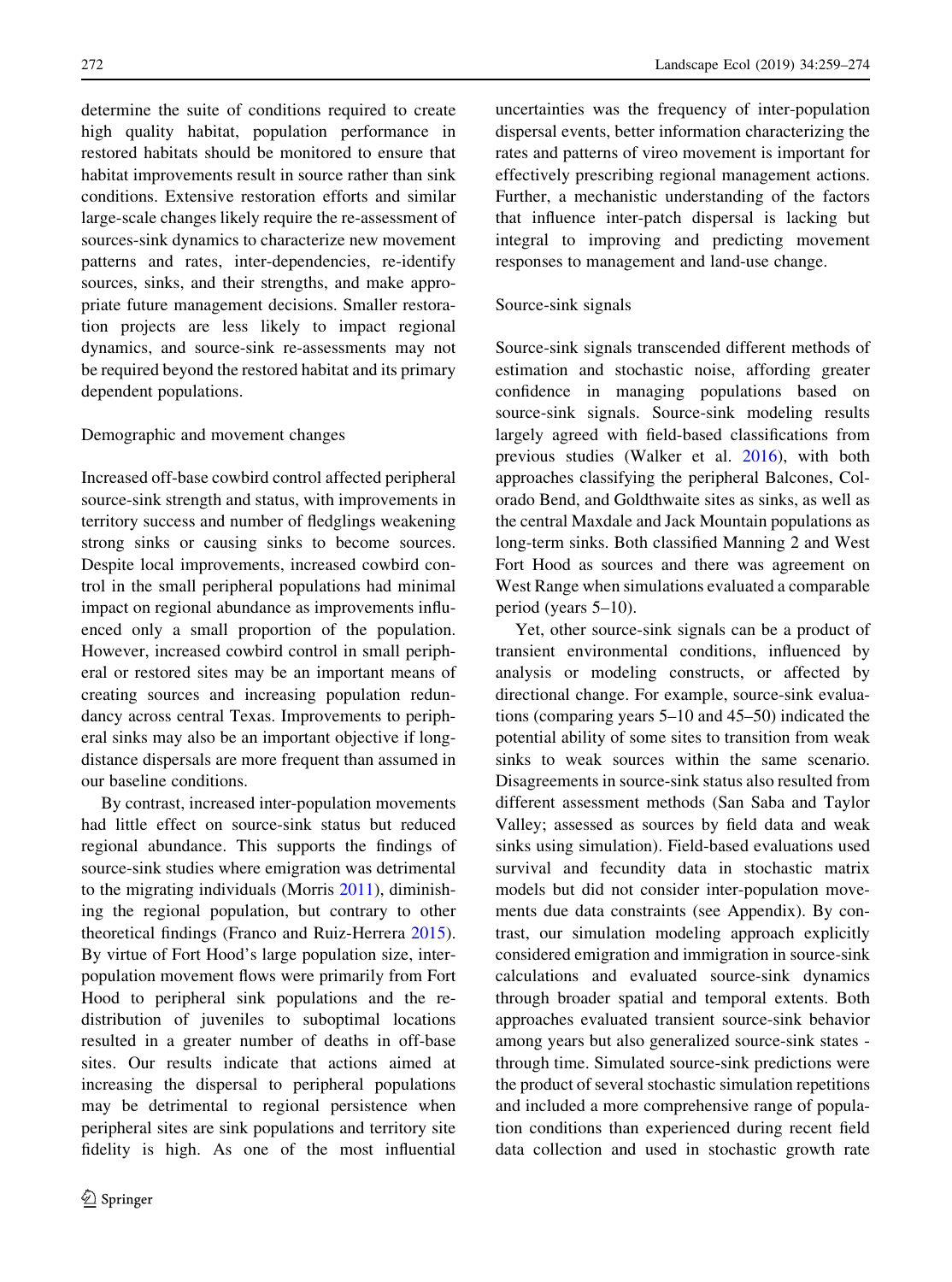determine the suite of conditions required to create high quality habitat, population performance in restored habitats should be monitored to ensure that habitat improvements result in source rather than sink conditions. Extensive restoration efforts and similar large-scale changes likely require the re-assessment of sources-sink dynamics to characterize new movement patterns and rates, inter-dependencies, re-identify sources, sinks, and their strengths, and make appropriate future management decisions. Smaller restoration projects are less likely to impact regional dynamics, and source-sink re-assessments may not be required beyond the restored habitat and its primary dependent populations.

### Demographic and movement changes

Increased off-base cowbird control affected peripheral source-sink strength and status, with improvements in territory success and number of fledglings weakening strong sinks or causing sinks to become sources. Despite local improvements, increased cowbird control in the small peripheral populations had minimal impact on regional abundance as improvements influenced only a small proportion of the population. However, increased cowbird control in small peripheral or restored sites may be an important means of creating sources and increasing population redundancy across central Texas. Improvements to peripheral sinks may also be an important objective if long-distance dispersals are more frequent than assumed in our baseline conditions.

By contrast, increased inter-population movements had little effect on source-sink status but reduced regional abundance. This supports the findings of source-sink studies where emigration was detrimental to the migrating individuals (Morris 2011), diminishing the regional population, but contrary to other theoretical findings (Franco and Ruiz-Herrera 2015). By virtue of Fort Hood's large population size, inter-population movement flows were primarily from Fort Hood to peripheral sink populations and the re-distribution of juveniles to suboptimal locations resulted in a greater number of deaths in off-base sites. Our results indicate that actions aimed at increasing the dispersal to peripheral populations may be detrimental to regional persistence when peripheral sites are sink populations and territory site fidelity is high. As one of the most influential uncertainties was the frequency of inter-population dispersal events, better information characterizing the rates and patterns of vireo movement is important for effectively prescribing regional management actions. Further, a mechanistic understanding of the factors that influence inter-patch dispersal is lacking but integral to improving and predicting movement responses to management and land-use change.

### Source-sink signals

Source-sink signals transcended different methods of estimation and stochastic noise, affording greater confidence in managing populations based on source-sink signals. Source-sink modeling results largely agreed with field-based classifications from previous studies (Walker et al. 2016), with both approaches classifying the peripheral Balcones, Colorado Bend, and Goldthwaite sites as sinks, as well as the central Maxdale and Jack Mountain populations as long-term sinks. Both classified Manning 2 and West Fort Hood as sources and there was agreement on West Range when simulations evaluated a comparable period (years 5–10).

Yet, other source-sink signals can be a product of transient environmental conditions, influenced by analysis or modeling constructs, or affected by directional change. For example, source-sink evaluations (comparing years 5–10 and 45–50) indicated the potential ability of some sites to transition from weak sinks to weak sources within the same scenario. Disagreements in source-sink status also resulted from different assessment methods (San Saba and Taylor Valley; assessed as sources by field data and weak sinks using simulation). Field-based evaluations used survival and fecundity data in stochastic matrix models but did not consider inter-population movements due data constraints (see Appendix). By contrast, our simulation modeling approach explicitly considered emigration and immigration in source-sink calculations and evaluated source-sink dynamics through broader spatial and temporal extents. Both approaches evaluated transient source-sink behavior among years but also generalized source-sink states - through time. Simulated source-sink predictions were the product of several stochastic simulation repetitions and included a more comprehensive range of population conditions than experienced during recent field data collection and used in stochastic growth rate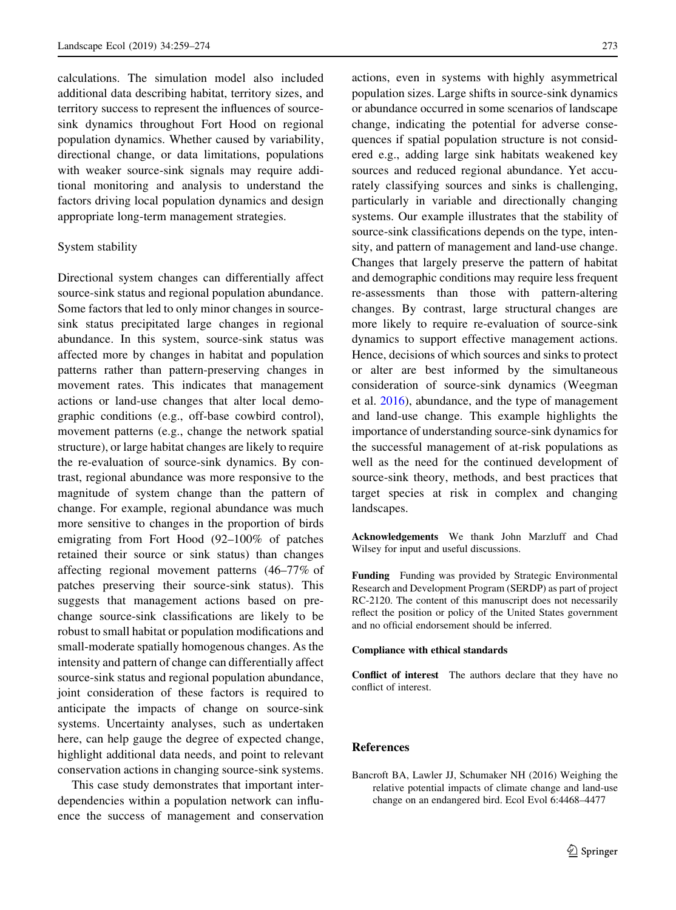calculations. The simulation model also included additional data describing habitat, territory sizes, and territory success to represent the influences of source-sink dynamics throughout Fort Hood on regional population dynamics. Whether caused by variability, directional change, or data limitations, populations with weaker source-sink signals may require additional monitoring and analysis to understand the factors driving local population dynamics and design appropriate long-term management strategies.

### System stability

Directional system changes can differentially affect source-sink status and regional population abundance. Some factors that led to only minor changes in source-sink status precipitated large changes in regional abundance. In this system, source-sink status was affected more by changes in habitat and population patterns rather than pattern-preserving changes in movement rates. This indicates that management actions or land-use changes that alter local demographic conditions (e.g., off-base cowbird control), movement patterns (e.g., change the network spatial structure), or large habitat changes are likely to require the re-evaluation of source-sink dynamics. By contrast, regional abundance was more responsive to the magnitude of system change than the pattern of change. For example, regional abundance was much more sensitive to changes in the proportion of birds emigrating from Fort Hood (92–100% of patches retained their source or sink status) than changes affecting regional movement patterns (46–77% of patches preserving their source-sink status). This suggests that management actions based on pre-change source-sink classifications are likely to be robust to small habitat or population modifications and small-moderate spatially homogenous changes. As the intensity and pattern of change can differentially affect source-sink status and regional population abundance, joint consideration of these factors is required to anticipate the impacts of change on source-sink systems. Uncertainty analyses, such as undertaken here, can help gauge the degree of expected change, highlight additional data needs, and point to relevant conservation actions in changing source-sink systems.

This case study demonstrates that important interdependencies within a population network can influence the success of management and conservation actions, even in systems with highly asymmetrical population sizes. Large shifts in source-sink dynamics or abundance occurred in some scenarios of landscape change, indicating the potential for adverse consequences if spatial population structure is not considered e.g., adding large sink habitats weakened key sources and reduced regional abundance. Yet accurately classifying sources and sinks is challenging, particularly in variable and directionally changing systems. Our example illustrates that the stability of source-sink classifications depends on the type, intensity, and pattern of management and land-use change. Changes that largely preserve the pattern of habitat and demographic conditions may require less frequent re-assessments than those with pattern-altering changes. By contrast, large structural changes are more likely to require re-evaluation of source-sink dynamics to support effective management actions. Hence, decisions of which sources and sinks to protect or alter are best informed by the simultaneous consideration of source-sink dynamics (Weegman et al. 2016), abundance, and the type of management and land-use change. This example highlights the importance of understanding source-sink dynamics for the successful management of at-risk populations as well as the need for the continued development of source-sink theory, methods, and best practices that target species at risk in complex and changing landscapes.

**Acknowledgements** We thank John Marzluff and Chad Wilsey for input and useful discussions.

**Funding** Funding was provided by Strategic Environmental Research and Development Program (SERDP) as part of project RC-2120. The content of this manuscript does not necessarily reflect the position or policy of the United States government and no official endorsement should be inferred.

**Compliance with ethical standards**

**Conflict of interest** The authors declare that they have no conflict of interest.

## References

Bancroft BA, Lawler JJ, Schumaker NH (2016) Weighing the relative potential impacts of climate change and land-use change on an endangered bird. Ecol Evol 6:4468–4477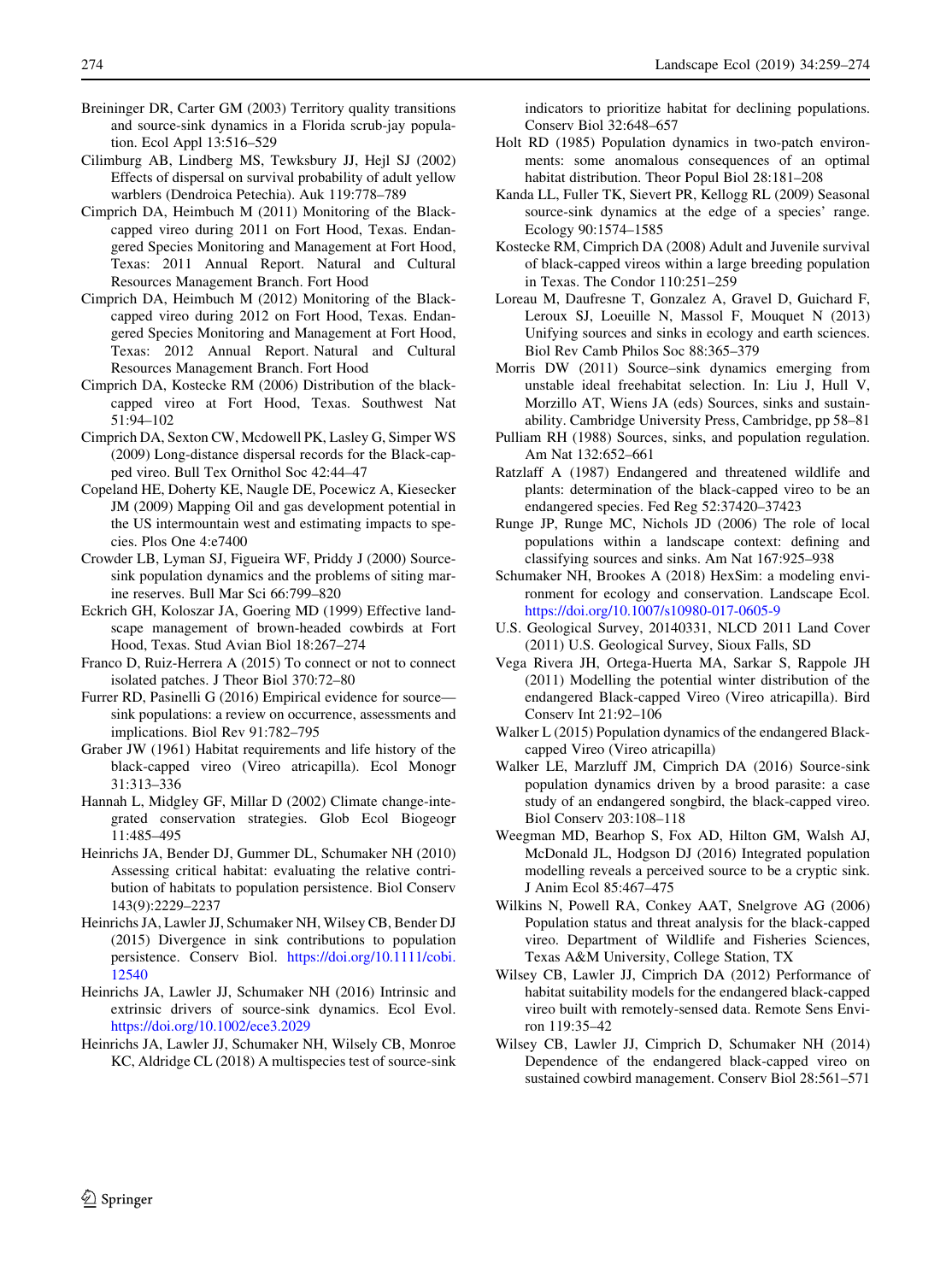Breininger DR, Carter GM (2003) Territory quality transitions and source-sink dynamics in a Florida scrub-jay population. Ecol Appl 13:516–529

Cilimburg AB, Lindberg MS, Tewksbury JJ, Hejl SJ (2002) Effects of dispersal on survival probability of adult yellow warblers (Dendroica Petechia). Auk 119:778–789

Cimprich DA, Heimbuch M (2011) Monitoring of the Black-capped vireo during 2011 on Fort Hood, Texas. Endangered Species Monitoring and Management at Fort Hood, Texas: 2011 Annual Report. Natural and Cultural Resources Management Branch. Fort Hood

Cimprich DA, Heimbuch M (2012) Monitoring of the Black-capped vireo during 2012 on Fort Hood, Texas. Endangered Species Monitoring and Management at Fort Hood, Texas: 2012 Annual Report. Natural and Cultural Resources Management Branch. Fort Hood

Cimprich DA, Kostecke RM (2006) Distribution of the black-capped vireo at Fort Hood, Texas. Southwest Nat 51:94–102

Cimprich DA, Sexton CW, Mcdowell PK, Lasley G, Simper WS (2009) Long-distance dispersal records for the Black-capped vireo. Bull Tex Ornithol Soc 42:44–47

Copeland HE, Doherty KE, Naugle DE, Pocewicz A, Kiesecker JM (2009) Mapping Oil and gas development potential in the US intermountain west and estimating impacts to species. Plos One 4:e7400

Crowder LB, Lyman SJ, Figueira WF, Priddy J (2000) Source-sink population dynamics and the problems of siting marine reserves. Bull Mar Sci 66:799–820

Eckrich GH, Koloszar JA, Goering MD (1999) Effective landscape management of brown-headed cowbirds at Fort Hood, Texas. Stud Avian Biol 18:267–274

Franco D, Ruiz-Herrera A (2015) To connect or not to connect isolated patches. J Theor Biol 370:72–80

Furrer RD, Pasinelli G (2016) Empirical evidence for source—sink populations: a review on occurrence, assessments and implications. Biol Rev 91:782–795

Graber JW (1961) Habitat requirements and life history of the black-capped vireo (Vireo atricapilla). Ecol Monogr 31:313–336

Hannah L, Midgley GF, Millar D (2002) Climate change-integrated conservation strategies. Glob Ecol Biogeogr 11:485–495

Heinrichs JA, Bender DJ, Gummer DL, Schumaker NH (2010) Assessing critical habitat: evaluating the relative contribution of habitats to population persistence. Biol Conserv 143(9):2229–2237

Heinrichs JA, Lawler JJ, Schumaker NH, Wilsey CB, Bender DJ (2015) Divergence in sink contributions to population persistence. Conserv Biol. https://doi.org/10.1111/cobi.12540

Heinrichs JA, Lawler JJ, Schumaker NH (2016) Intrinsic and extrinsic drivers of source-sink dynamics. Ecol Evol. https://doi.org/10.1002/ece3.2029

Heinrichs JA, Lawler JJ, Schumaker NH, Wilsely CB, Monroe KC, Aldridge CL (2018) A multispecies test of source-sink indicators to prioritize habitat for declining populations. Conserv Biol 32:648–657

Holt RD (1985) Population dynamics in two-patch environments: some anomalous consequences of an optimal habitat distribution. Theor Popul Biol 28:181–208

Kanda LL, Fuller TK, Sievert PR, Kellogg RL (2009) Seasonal source-sink dynamics at the edge of a species' range. Ecology 90:1574–1585

Kostecke RM, Cimprich DA (2008) Adult and Juvenile survival of black-capped vireos within a large breeding population in Texas. The Condor 110:251–259

Loreau M, Daufresne T, Gonzalez A, Gravel D, Guichard F, Leroux SJ, Loeuille N, Massol F, Mouquet N (2013) Unifying sources and sinks in ecology and earth sciences. Biol Rev Camb Philos Soc 88:365–379

Morris DW (2011) Source–sink dynamics emerging from unstable ideal freehabitat selection. In: Liu J, Hull V, Morzillo AT, Wiens JA (eds) Sources, sinks and sustainability. Cambridge University Press, Cambridge, pp 58–81

Pulliam RH (1988) Sources, sinks, and population regulation. Am Nat 132:652–661

Ratzlaff A (1987) Endangered and threatened wildlife and plants: determination of the black-capped vireo to be an endangered species. Fed Reg 52:37420–37423

Runge JP, Runge MC, Nichols JD (2006) The role of local populations within a landscape context: defining and classifying sources and sinks. Am Nat 167:925–938

Schumaker NH, Brookes A (2018) HexSim: a modeling environment for ecology and conservation. Landscape Ecol. https://doi.org/10.1007/s10980-017-0605-9

U.S. Geological Survey, 20140331, NLCD 2011 Land Cover (2011) U.S. Geological Survey, Sioux Falls, SD

Vega Rivera JH, Ortega-Huerta MA, Sarkar S, Rappole JH (2011) Modelling the potential winter distribution of the endangered Black-capped Vireo (Vireo atricapilla). Bird Conserv Int 21:92–106

Walker L (2015) Population dynamics of the endangered Black-capped Vireo (Vireo atricapilla)

Walker LE, Marzluff JM, Cimprich DA (2016) Source-sink population dynamics driven by a brood parasite: a case study of an endangered songbird, the black-capped vireo. Biol Conserv 203:108–118

Weegman MD, Bearhop S, Fox AD, Hilton GM, Walsh AJ, McDonald JL, Hodgson DJ (2016) Integrated population modelling reveals a perceived source to be a cryptic sink. J Anim Ecol 85:467–475

Wilkins N, Powell RA, Conkey AAT, Snelgrove AG (2006) Population status and threat analysis for the black-capped vireo. Department of Wildlife and Fisheries Sciences, Texas A&M University, College Station, TX

Wilsey CB, Lawler JJ, Cimprich DA (2012) Performance of habitat suitability models for the endangered black-capped vireo built with remotely-sensed data. Remote Sens Environ 119:35–42

Wilsey CB, Lawler JJ, Cimprich D, Schumaker NH (2014) Dependence of the endangered black-capped vireo on sustained cowbird management. Conserv Biol 28:561–571